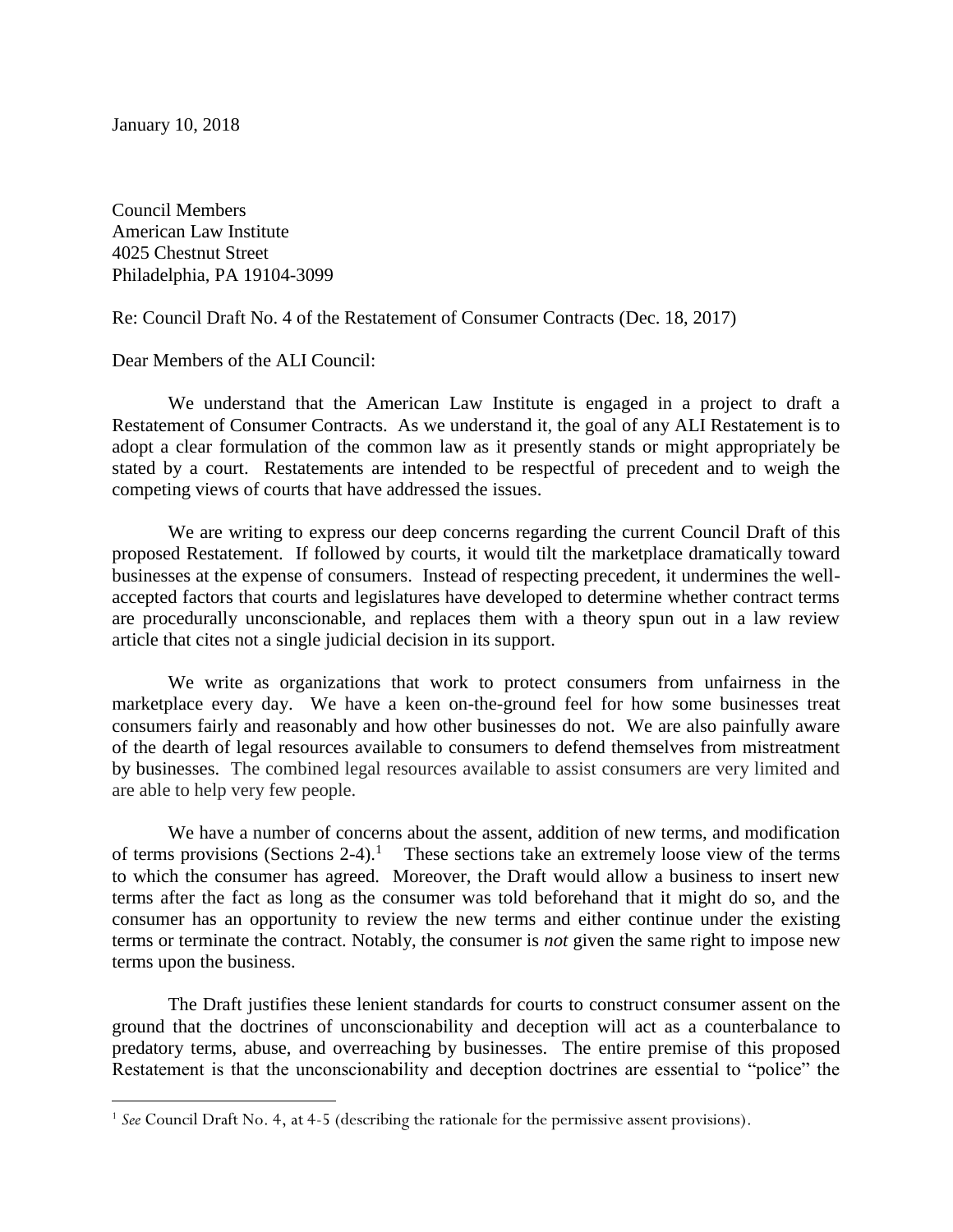January 10, 2018

Council Members
American Law Institute
4025 Chestnut Street
Philadelphia, PA 19104-3099

Re: Council Draft No. 4 of the Restatement of Consumer Contracts (Dec. 18, 2017)

Dear Members of the ALI Council:

We understand that the American Law Institute is engaged in a project to draft a Restatement of Consumer Contracts. As we understand it, the goal of any ALI Restatement is to adopt a clear formulation of the common law as it presently stands or might appropriately be stated by a court. Restatements are intended to be respectful of precedent and to weigh the competing views of courts that have addressed the issues.

We are writing to express our deep concerns regarding the current Council Draft of this proposed Restatement. If followed by courts, it would tilt the marketplace dramatically toward businesses at the expense of consumers. Instead of respecting precedent, it undermines the well-accepted factors that courts and legislatures have developed to determine whether contract terms are procedurally unconscionable, and replaces them with a theory spun out in a law review article that cites not a single judicial decision in its support.

We write as organizations that work to protect consumers from unfairness in the marketplace every day. We have a keen on-the-ground feel for how some businesses treat consumers fairly and reasonably and how other businesses do not. We are also painfully aware of the dearth of legal resources available to consumers to defend themselves from mistreatment by businesses. The combined legal resources available to assist consumers are very limited and are able to help very few people.

We have a number of concerns about the assent, addition of new terms, and modification of terms provisions (Sections 2-4).[1] These sections take an extremely loose view of the terms to which the consumer has agreed. Moreover, the Draft would allow a business to insert new terms after the fact as long as the consumer was told beforehand that it might do so, and the consumer has an opportunity to review the new terms and either continue under the existing terms or terminate the contract. Notably, the consumer is *not* given the same right to impose new terms upon the business.

The Draft justifies these lenient standards for courts to construct consumer assent on the ground that the doctrines of unconscionability and deception will act as a counterbalance to predatory terms, abuse, and overreaching by businesses. The entire premise of this proposed Restatement is that the unconscionability and deception doctrines are essential to "police" the

[1] *See* Council Draft No. 4, at 4-5 (describing the rationale for the permissive assent provisions).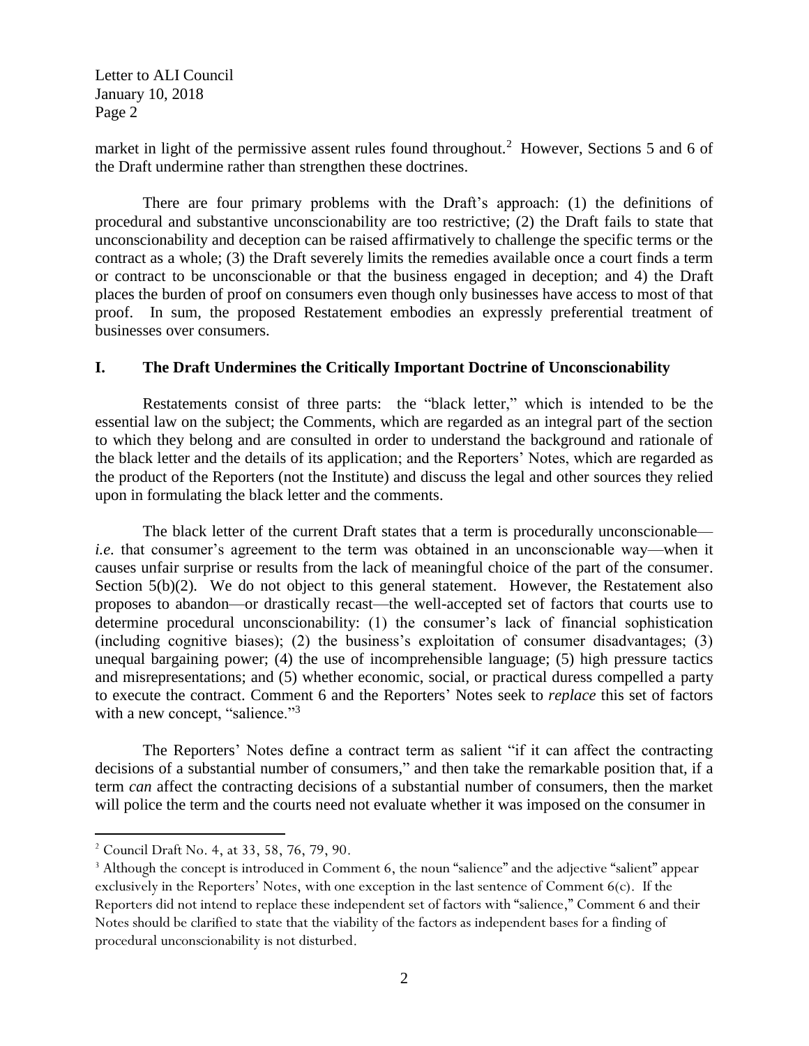market in light of the permissive assent rules found throughout.[2] However, Sections 5 and 6 of the Draft undermine rather than strengthen these doctrines.

There are four primary problems with the Draft's approach: (1) the definitions of procedural and substantive unconscionability are too restrictive; (2) the Draft fails to state that unconscionability and deception can be raised affirmatively to challenge the specific terms or the contract as a whole; (3) the Draft severely limits the remedies available once a court finds a term or contract to be unconscionable or that the business engaged in deception; and 4) the Draft places the burden of proof on consumers even though only businesses have access to most of that proof. In sum, the proposed Restatement embodies an expressly preferential treatment of businesses over consumers.

## I. The Draft Undermines the Critically Important Doctrine of Unconscionability

Restatements consist of three parts: the "black letter," which is intended to be the essential law on the subject; the Comments, which are regarded as an integral part of the section to which they belong and are consulted in order to understand the background and rationale of the black letter and the details of its application; and the Reporters' Notes, which are regarded as the product of the Reporters (not the Institute) and discuss the legal and other sources they relied upon in formulating the black letter and the comments.

The black letter of the current Draft states that a term is procedurally unconscionable—*i.e.* that consumer's agreement to the term was obtained in an unconscionable way—when it causes unfair surprise or results from the lack of meaningful choice of the part of the consumer. Section 5(b)(2). We do not object to this general statement. However, the Restatement also proposes to abandon—or drastically recast—the well-accepted set of factors that courts use to determine procedural unconscionability: (1) the consumer's lack of financial sophistication (including cognitive biases); (2) the business's exploitation of consumer disadvantages; (3) unequal bargaining power; (4) the use of incomprehensible language; (5) high pressure tactics and misrepresentations; and (5) whether economic, social, or practical duress compelled a party to execute the contract. Comment 6 and the Reporters' Notes seek to *replace* this set of factors with a new concept, "salience."[3]

The Reporters' Notes define a contract term as salient "if it can affect the contracting decisions of a substantial number of consumers," and then take the remarkable position that, if a term *can* affect the contracting decisions of a substantial number of consumers, then the market will police the term and the courts need not evaluate whether it was imposed on the consumer in

---

[2] Council Draft No. 4, at 33, 58, 76, 79, 90.

[3] Although the concept is introduced in Comment 6, the noun "salience" and the adjective "salient" appear exclusively in the Reporters' Notes, with one exception in the last sentence of Comment 6(c). If the Reporters did not intend to replace these independent set of factors with "salience," Comment 6 and their Notes should be clarified to state that the viability of the factors as independent bases for a finding of procedural unconscionability is not disturbed.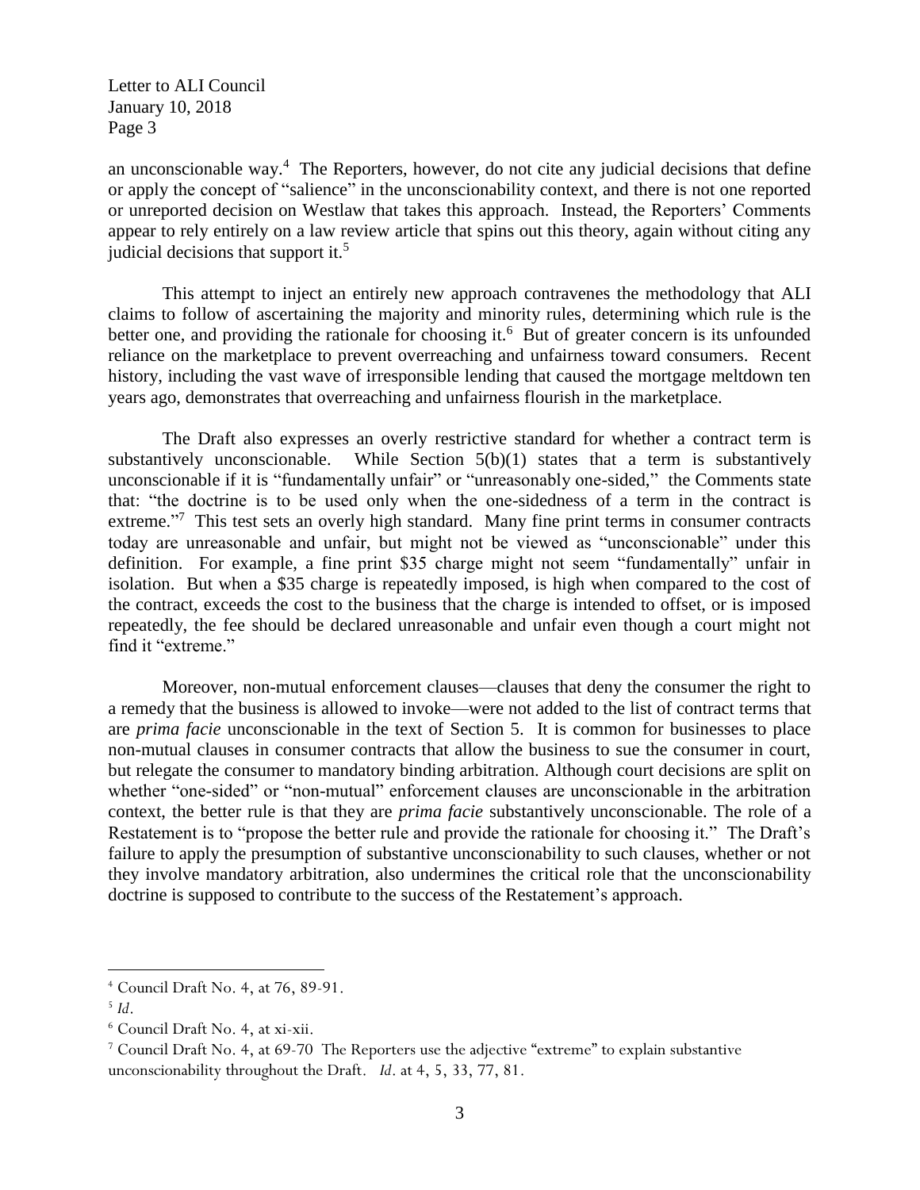an unconscionable way.[4] The Reporters, however, do not cite any judicial decisions that define or apply the concept of "salience" in the unconscionability context, and there is not one reported or unreported decision on Westlaw that takes this approach. Instead, the Reporters' Comments appear to rely entirely on a law review article that spins out this theory, again without citing any judicial decisions that support it.[5]

This attempt to inject an entirely new approach contravenes the methodology that ALI claims to follow of ascertaining the majority and minority rules, determining which rule is the better one, and providing the rationale for choosing it.[6] But of greater concern is its unfounded reliance on the marketplace to prevent overreaching and unfairness toward consumers. Recent history, including the vast wave of irresponsible lending that caused the mortgage meltdown ten years ago, demonstrates that overreaching and unfairness flourish in the marketplace.

The Draft also expresses an overly restrictive standard for whether a contract term is substantively unconscionable. While Section 5(b)(1) states that a term is substantively unconscionable if it is "fundamentally unfair" or "unreasonably one-sided," the Comments state that: "the doctrine is to be used only when the one-sidedness of a term in the contract is extreme."[7] This test sets an overly high standard. Many fine print terms in consumer contracts today are unreasonable and unfair, but might not be viewed as "unconscionable" under this definition. For example, a fine print $35 charge might not seem "fundamentally" unfair in isolation. But when a $35 charge is repeatedly imposed, is high when compared to the cost of the contract, exceeds the cost to the business that the charge is intended to offset, or is imposed repeatedly, the fee should be declared unreasonable and unfair even though a court might not find it "extreme."

Moreover, non-mutual enforcement clauses—clauses that deny the consumer the right to a remedy that the business is allowed to invoke—were not added to the list of contract terms that are *prima facie* unconscionable in the text of Section 5. It is common for businesses to place non-mutual clauses in consumer contracts that allow the business to sue the consumer in court, but relegate the consumer to mandatory binding arbitration. Although court decisions are split on whether "one-sided" or "non-mutual" enforcement clauses are unconscionable in the arbitration context, the better rule is that they are *prima facie* substantively unconscionable. The role of a Restatement is to "propose the better rule and provide the rationale for choosing it." The Draft's failure to apply the presumption of substantive unconscionability to such clauses, whether or not they involve mandatory arbitration, also undermines the critical role that the unconscionability doctrine is supposed to contribute to the success of the Restatement's approach.

---

[4] Council Draft No. 4, at 76, 89-91.

[5] *Id*.

[6] Council Draft No. 4, at xi-xii.

[7] Council Draft No. 4, at 69-70 The Reporters use the adjective "extreme" to explain substantive unconscionability throughout the Draft. *Id*. at 4, 5, 33, 77, 81.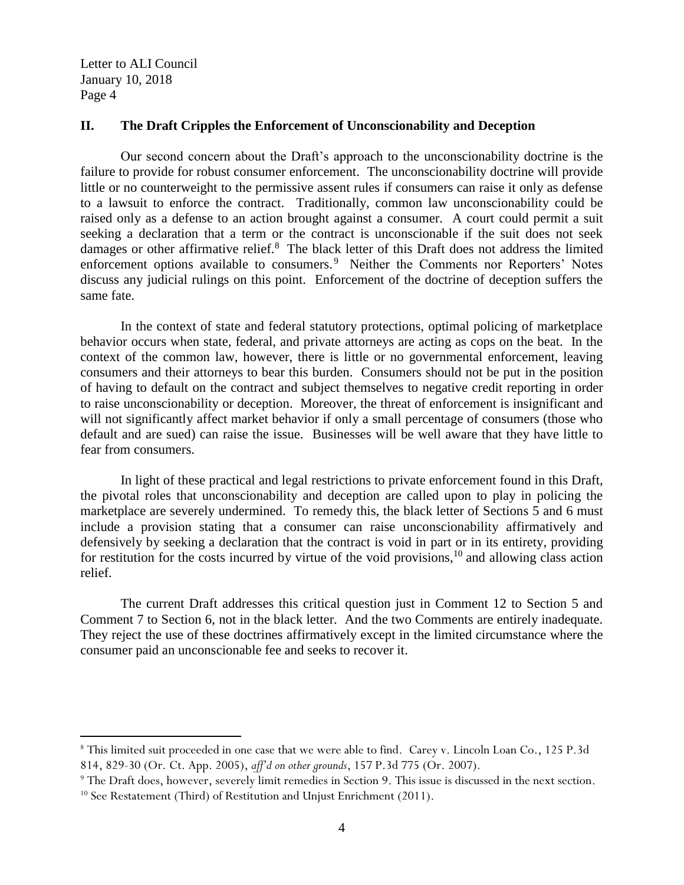## II. The Draft Cripples the Enforcement of Unconscionability and Deception

Our second concern about the Draft's approach to the unconscionability doctrine is the failure to provide for robust consumer enforcement. The unconscionability doctrine will provide little or no counterweight to the permissive assent rules if consumers can raise it only as defense to a lawsuit to enforce the contract. Traditionally, common law unconscionability could be raised only as a defense to an action brought against a consumer. A court could permit a suit seeking a declaration that a term or the contract is unconscionable if the suit does not seek damages or other affirmative relief.[8] The black letter of this Draft does not address the limited enforcement options available to consumers.[9] Neither the Comments nor Reporters' Notes discuss any judicial rulings on this point. Enforcement of the doctrine of deception suffers the same fate.

In the context of state and federal statutory protections, optimal policing of marketplace behavior occurs when state, federal, and private attorneys are acting as cops on the beat. In the context of the common law, however, there is little or no governmental enforcement, leaving consumers and their attorneys to bear this burden. Consumers should not be put in the position of having to default on the contract and subject themselves to negative credit reporting in order to raise unconscionability or deception. Moreover, the threat of enforcement is insignificant and will not significantly affect market behavior if only a small percentage of consumers (those who default and are sued) can raise the issue. Businesses will be well aware that they have little to fear from consumers.

In light of these practical and legal restrictions to private enforcement found in this Draft, the pivotal roles that unconscionability and deception are called upon to play in policing the marketplace are severely undermined. To remedy this, the black letter of Sections 5 and 6 must include a provision stating that a consumer can raise unconscionability affirmatively and defensively by seeking a declaration that the contract is void in part or in its entirety, providing for restitution for the costs incurred by virtue of the void provisions,[10] and allowing class action relief.

The current Draft addresses this critical question just in Comment 12 to Section 5 and Comment 7 to Section 6, not in the black letter. And the two Comments are entirely inadequate. They reject the use of these doctrines affirmatively except in the limited circumstance where the consumer paid an unconscionable fee and seeks to recover it.

---

[8] This limited suit proceeded in one case that we were able to find. Carey v. Lincoln Loan Co., 125 P.3d 814, 829-30 (Or. Ct. App. 2005), *aff'd on other grounds*, 157 P.3d 775 (Or. 2007).

[9] The Draft does, however, severely limit remedies in Section 9. This issue is discussed in the next section.

[10] See Restatement (Third) of Restitution and Unjust Enrichment (2011).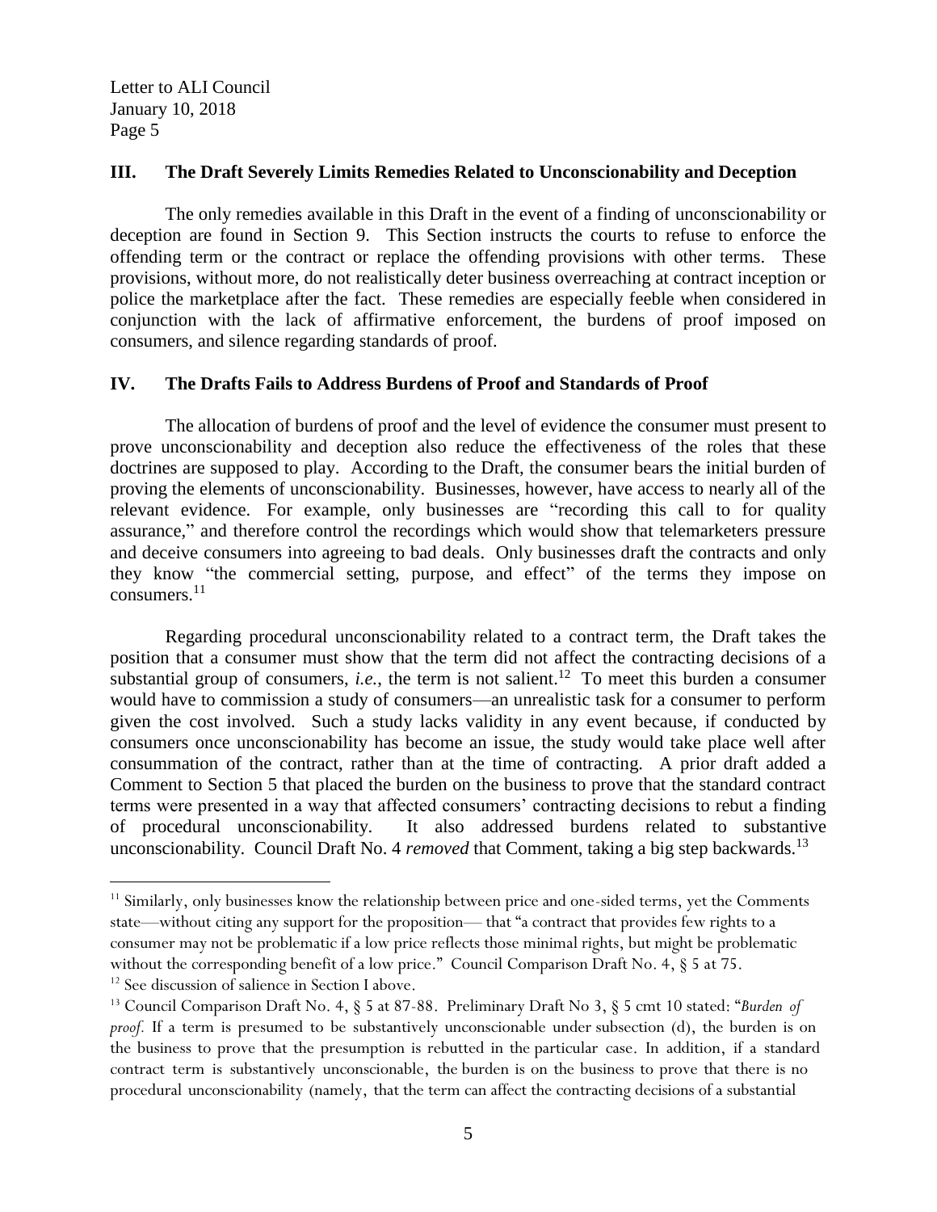## III. The Draft Severely Limits Remedies Related to Unconscionability and Deception

The only remedies available in this Draft in the event of a finding of unconscionability or deception are found in Section 9. This Section instructs the courts to refuse to enforce the offending term or the contract or replace the offending provisions with other terms. These provisions, without more, do not realistically deter business overreaching at contract inception or police the marketplace after the fact. These remedies are especially feeble when considered in conjunction with the lack of affirmative enforcement, the burdens of proof imposed on consumers, and silence regarding standards of proof.

## IV. The Drafts Fails to Address Burdens of Proof and Standards of Proof

The allocation of burdens of proof and the level of evidence the consumer must present to prove unconscionability and deception also reduce the effectiveness of the roles that these doctrines are supposed to play. According to the Draft, the consumer bears the initial burden of proving the elements of unconscionability. Businesses, however, have access to nearly all of the relevant evidence. For example, only businesses are "recording this call to for quality assurance," and therefore control the recordings which would show that telemarketers pressure and deceive consumers into agreeing to bad deals. Only businesses draft the contracts and only they know "the commercial setting, purpose, and effect" of the terms they impose on consumers.[11]

Regarding procedural unconscionability related to a contract term, the Draft takes the position that a consumer must show that the term did not affect the contracting decisions of a substantial group of consumers, *i.e.*, the term is not salient.[12] To meet this burden a consumer would have to commission a study of consumers—an unrealistic task for a consumer to perform given the cost involved. Such a study lacks validity in any event because, if conducted by consumers once unconscionability has become an issue, the study would take place well after consummation of the contract, rather than at the time of contracting. A prior draft added a Comment to Section 5 that placed the burden on the business to prove that the standard contract terms were presented in a way that affected consumers' contracting decisions to rebut a finding of procedural unconscionability. It also addressed burdens related to substantive unconscionability. Council Draft No. 4 *removed* that Comment, taking a big step backwards.[13]

---

[11] Similarly, only businesses know the relationship between price and one-sided terms, yet the Comments state—without citing any support for the proposition— that "a contract that provides few rights to a consumer may not be problematic if a low price reflects those minimal rights, but might be problematic without the corresponding benefit of a low price." Council Comparison Draft No. 4, § 5 at 75.

[12] See discussion of salience in Section I above.

[13] Council Comparison Draft No. 4, § 5 at 87-88. Preliminary Draft No 3, § 5 cmt 10 stated: "*Burden of proof.* If a term is presumed to be substantively unconscionable under subsection (d), the burden is on the business to prove that the presumption is rebutted in the particular case. In addition, if a standard contract term is substantively unconscionable, the burden is on the business to prove that there is no procedural unconscionability (namely, that the term can affect the contracting decisions of a substantial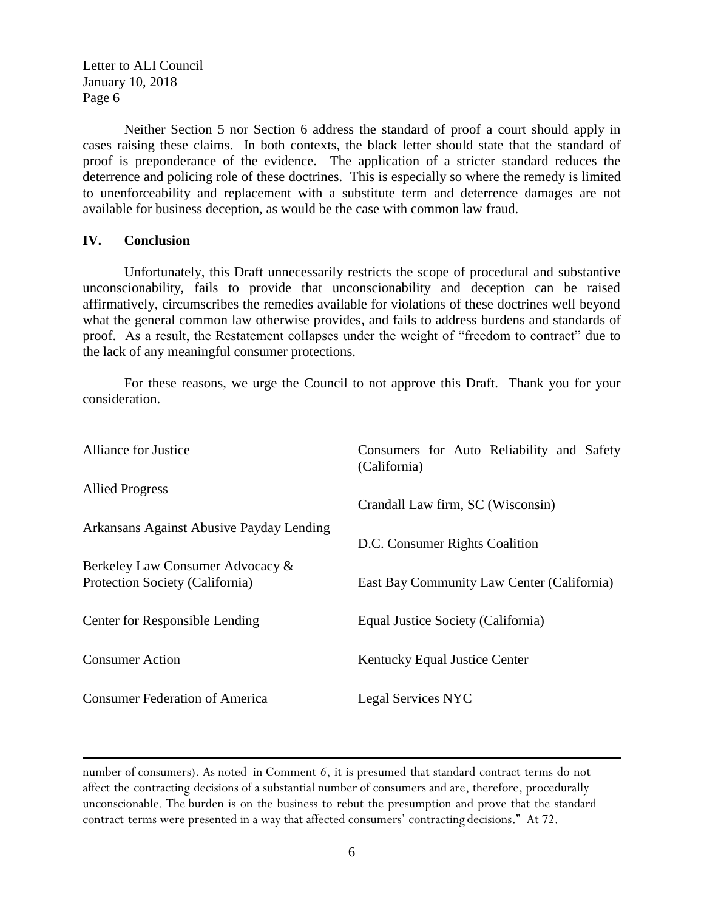Neither Section 5 nor Section 6 address the standard of proof a court should apply in cases raising these claims. In both contexts, the black letter should state that the standard of proof is preponderance of the evidence. The application of a stricter standard reduces the deterrence and policing role of these doctrines. This is especially so where the remedy is limited to unenforceability and replacement with a substitute term and deterrence damages are not available for business deception, as would be the case with common law fraud.

## IV. Conclusion

Unfortunately, this Draft unnecessarily restricts the scope of procedural and substantive unconscionability, fails to provide that unconscionability and deception can be raised affirmatively, circumscribes the remedies available for violations of these doctrines well beyond what the general common law otherwise provides, and fails to address burdens and standards of proof. As a result, the Restatement collapses under the weight of "freedom to contract" due to the lack of any meaningful consumer protections.

For these reasons, we urge the Council to not approve this Draft. Thank you for your consideration.

Alliance for Justice

Allied Progress

Arkansans Against Abusive Payday Lending

Berkeley Law Consumer Advocacy & Protection Society (California)

Center for Responsible Lending

Consumer Action

Consumer Federation of America

Consumers for Auto Reliability and Safety (California)

Crandall Law firm, SC (Wisconsin)

D.C. Consumer Rights Coalition

East Bay Community Law Center (California)

Equal Justice Society (California)

Kentucky Equal Justice Center

Legal Services NYC

---

number of consumers). As noted in Comment 6, it is presumed that standard contract terms do not affect the contracting decisions of a substantial number of consumers and are, therefore, procedurally unconscionable. The burden is on the business to rebut the presumption and prove that the standard contract terms were presented in a way that affected consumers' contracting decisions." At 72.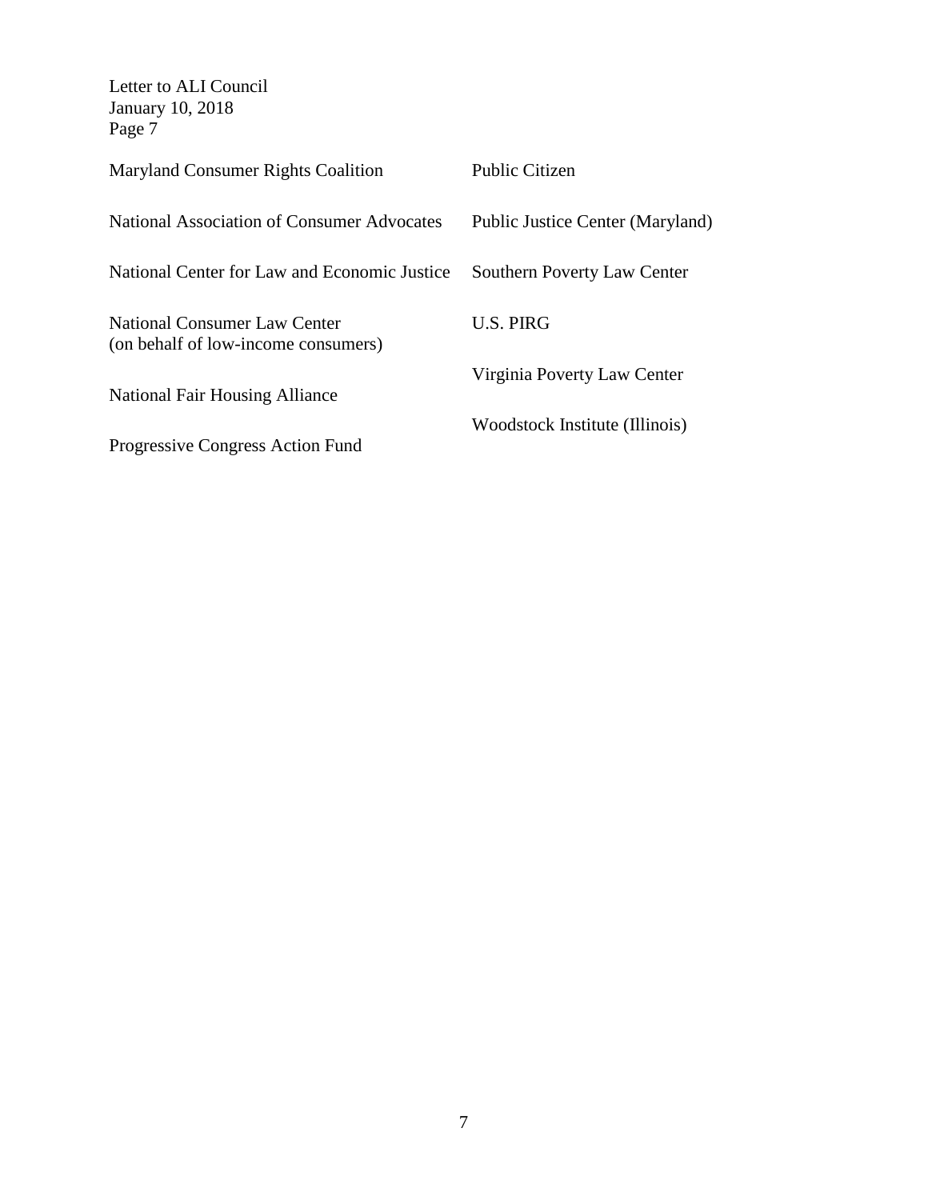Maryland Consumer Rights Coalition

National Association of Consumer Advocates

National Center for Law and Economic Justice

National Consumer Law Center
(on behalf of low-income consumers)

National Fair Housing Alliance

Progressive Congress Action Fund

Public Citizen

Public Justice Center (Maryland)

Southern Poverty Law Center

U.S. PIRG

Virginia Poverty Law Center

Woodstock Institute (Illinois)